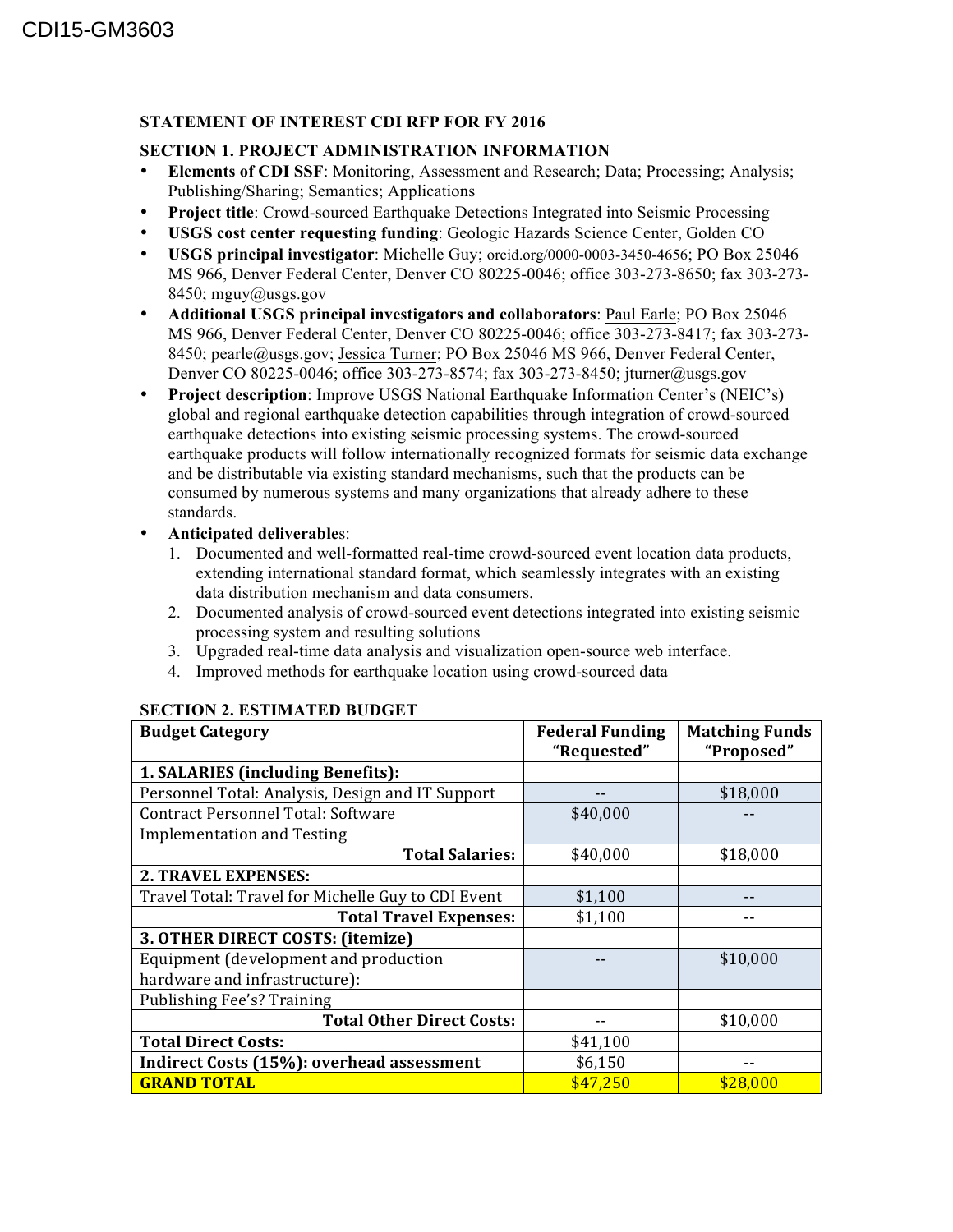CDI15-GM3603

**STATEMENT OF INTEREST CDI RFP FOR FY 2016**

**SECTION 1. PROJECT ADMINISTRATION INFORMATION**

- **Elements of CDI SSF**: Monitoring, Assessment and Research; Data; Processing; Analysis; Publishing/Sharing; Semantics; Applications
- **Project title**: Crowd-sourced Earthquake Detections Integrated into Seismic Processing
- **USGS cost center requesting funding**: Geologic Hazards Science Center, Golden CO
- **USGS principal investigator**: Michelle Guy; orcid.org/0000-0003-3450-4656; PO Box 25046 MS 966, Denver Federal Center, Denver CO 80225-0046; office 303-273-8650; fax 303-273-8450; mguy@usgs.gov
- **Additional USGS principal investigators and collaborators**: Paul Earle; PO Box 25046 MS 966, Denver Federal Center, Denver CO 80225-0046; office 303-273-8417; fax 303-273-8450; pearle@usgs.gov; Jessica Turner; PO Box 25046 MS 966, Denver Federal Center, Denver CO 80225-0046; office 303-273-8574; fax 303-273-8450; jturner@usgs.gov
- **Project description**: Improve USGS National Earthquake Information Center's (NEIC's) global and regional earthquake detection capabilities through integration of crowd-sourced earthquake detections into existing seismic processing systems. The crowd-sourced earthquake products will follow internationally recognized formats for seismic data exchange and be distributable via existing standard mechanisms, such that the products can be consumed by numerous systems and many organizations that already adhere to these standards.
- **Anticipated deliverables**:
  1. Documented and well-formatted real-time crowd-sourced event location data products, extending international standard format, which seamlessly integrates with an existing data distribution mechanism and data consumers.
  2. Documented analysis of crowd-sourced event detections integrated into existing seismic processing system and resulting solutions
  3. Upgraded real-time data analysis and visualization open-source web interface.
  4. Improved methods for earthquake location using crowd-sourced data

**SECTION 2. ESTIMATED BUDGET**

| Budget Category | Federal Funding "Requested" | Matching Funds "Proposed" |
|---|---|---|
| **1. SALARIES (including Benefits):** | | |
| Personnel Total: Analysis, Design and IT Support | -- | $18,000 |
| Contract Personnel Total: Software Implementation and Testing | $40,000 | -- |
| **Total Salaries:** | $40,000 | $18,000 |
| **2. TRAVEL EXPENSES:** | | |
| Travel Total: Travel for Michelle Guy to CDI Event | $1,100 | -- |
| **Total Travel Expenses:** | $1,100 | -- |
| **3. OTHER DIRECT COSTS: (itemize)** | | |
| Equipment (development and production hardware and infrastructure): | -- | $10,000 |
| Publishing Fee's? Training | | |
| **Total Other Direct Costs:** | -- | $10,000 |
| **Total Direct Costs:** | $41,100 | |
| **Indirect Costs (15%): overhead assessment** | $6,150 | -- |
| **GRAND TOTAL** | $47,250 | $28,000 |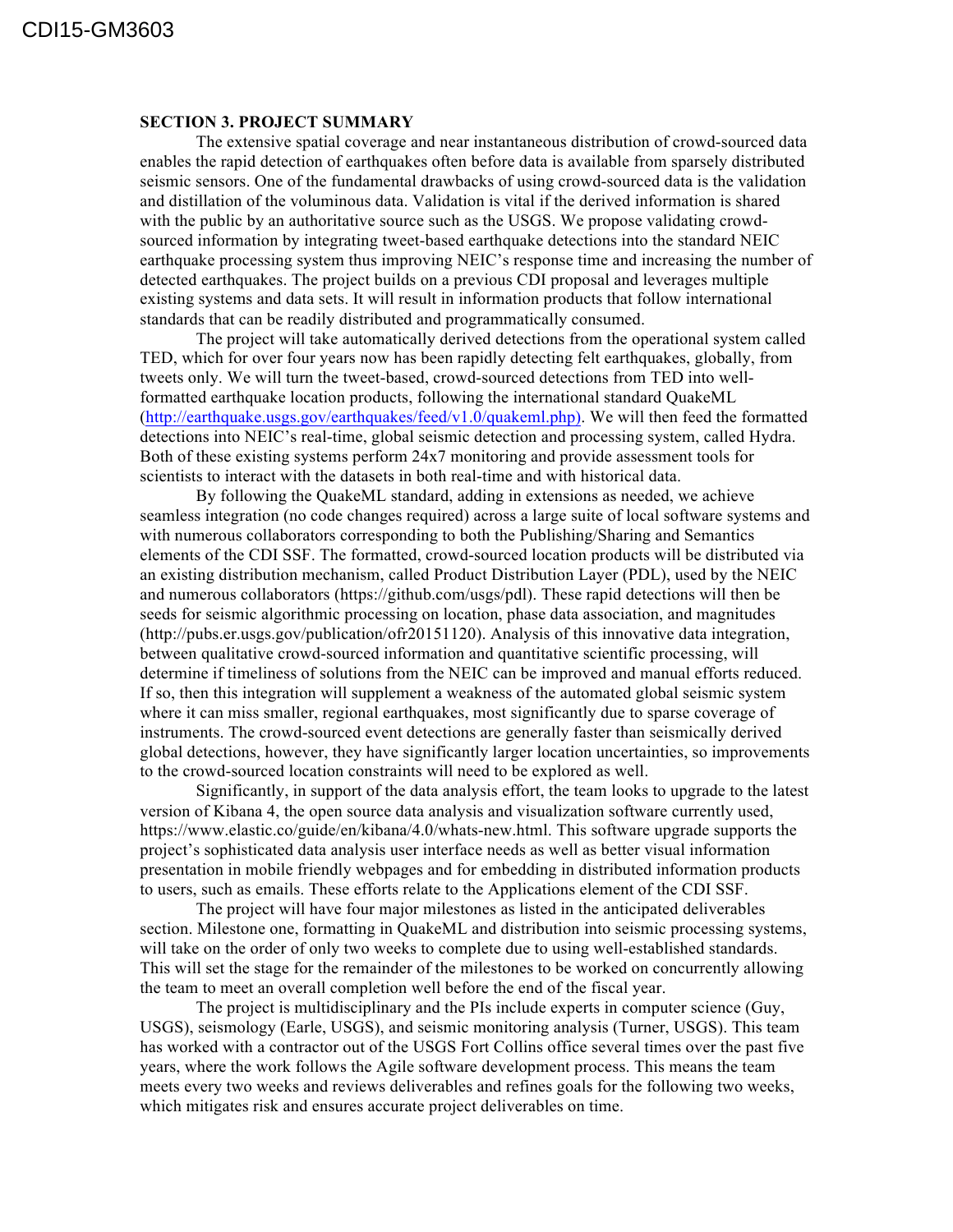## SECTION 3. PROJECT SUMMARY

The extensive spatial coverage and near instantaneous distribution of crowd-sourced data enables the rapid detection of earthquakes often before data is available from sparsely distributed seismic sensors. One of the fundamental drawbacks of using crowd-sourced data is the validation and distillation of the voluminous data. Validation is vital if the derived information is shared with the public by an authoritative source such as the USGS. We propose validating crowd-sourced information by integrating tweet-based earthquake detections into the standard NEIC earthquake processing system thus improving NEIC's response time and increasing the number of detected earthquakes. The project builds on a previous CDI proposal and leverages multiple existing systems and data sets. It will result in information products that follow international standards that can be readily distributed and programmatically consumed.

The project will take automatically derived detections from the operational system called TED, which for over four years now has been rapidly detecting felt earthquakes, globally, from tweets only. We will turn the tweet-based, crowd-sourced detections from TED into well-formatted earthquake location products, following the international standard QuakeML (http://earthquake.usgs.gov/earthquakes/feed/v1.0/quakeml.php). We will then feed the formatted detections into NEIC's real-time, global seismic detection and processing system, called Hydra. Both of these existing systems perform 24x7 monitoring and provide assessment tools for scientists to interact with the datasets in both real-time and with historical data.

By following the QuakeML standard, adding in extensions as needed, we achieve seamless integration (no code changes required) across a large suite of local software systems and with numerous collaborators corresponding to both the Publishing/Sharing and Semantics elements of the CDI SSF. The formatted, crowd-sourced location products will be distributed via an existing distribution mechanism, called Product Distribution Layer (PDL), used by the NEIC and numerous collaborators (https://github.com/usgs/pdl). These rapid detections will then be seeds for seismic algorithmic processing on location, phase data association, and magnitudes (http://pubs.er.usgs.gov/publication/ofr20151120). Analysis of this innovative data integration, between qualitative crowd-sourced information and quantitative scientific processing, will determine if timeliness of solutions from the NEIC can be improved and manual efforts reduced. If so, then this integration will supplement a weakness of the automated global seismic system where it can miss smaller, regional earthquakes, most significantly due to sparse coverage of instruments. The crowd-sourced event detections are generally faster than seismically derived global detections, however, they have significantly larger location uncertainties, so improvements to the crowd-sourced location constraints will need to be explored as well.

Significantly, in support of the data analysis effort, the team looks to upgrade to the latest version of Kibana 4, the open source data analysis and visualization software currently used, https://www.elastic.co/guide/en/kibana/4.0/whats-new.html. This software upgrade supports the project's sophisticated data analysis user interface needs as well as better visual information presentation in mobile friendly webpages and for embedding in distributed information products to users, such as emails. These efforts relate to the Applications element of the CDI SSF.

The project will have four major milestones as listed in the anticipated deliverables section. Milestone one, formatting in QuakeML and distribution into seismic processing systems, will take on the order of only two weeks to complete due to using well-established standards. This will set the stage for the remainder of the milestones to be worked on concurrently allowing the team to meet an overall completion well before the end of the fiscal year.

The project is multidisciplinary and the PIs include experts in computer science (Guy, USGS), seismology (Earle, USGS), and seismic monitoring analysis (Turner, USGS). This team has worked with a contractor out of the USGS Fort Collins office several times over the past five years, where the work follows the Agile software development process. This means the team meets every two weeks and reviews deliverables and refines goals for the following two weeks, which mitigates risk and ensures accurate project deliverables on time.